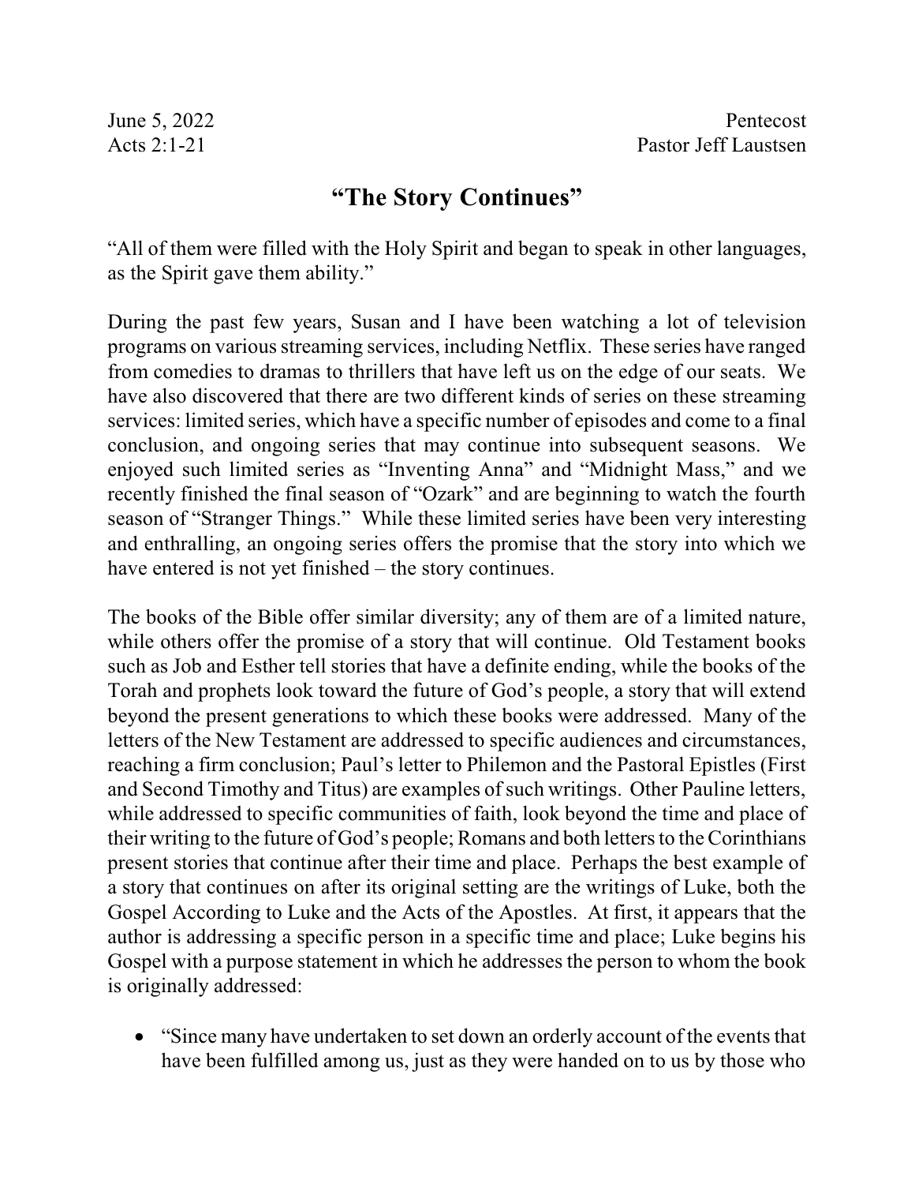June 5, 2022 Pentecost
Acts 2:1-21 Pastor Jeff Laustsen

# "The Story Continues"

"All of them were filled with the Holy Spirit and began to speak in other languages, as the Spirit gave them ability."

During the past few years, Susan and I have been watching a lot of television programs on various streaming services, including Netflix. These series have ranged from comedies to dramas to thrillers that have left us on the edge of our seats. We have also discovered that there are two different kinds of series on these streaming services: limited series, which have a specific number of episodes and come to a final conclusion, and ongoing series that may continue into subsequent seasons. We enjoyed such limited series as "Inventing Anna" and "Midnight Mass," and we recently finished the final season of "Ozark" and are beginning to watch the fourth season of "Stranger Things." While these limited series have been very interesting and enthralling, an ongoing series offers the promise that the story into which we have entered is not yet finished – the story continues.

The books of the Bible offer similar diversity; any of them are of a limited nature, while others offer the promise of a story that will continue. Old Testament books such as Job and Esther tell stories that have a definite ending, while the books of the Torah and prophets look toward the future of God's people, a story that will extend beyond the present generations to which these books were addressed. Many of the letters of the New Testament are addressed to specific audiences and circumstances, reaching a firm conclusion; Paul's letter to Philemon and the Pastoral Epistles (First and Second Timothy and Titus) are examples of such writings. Other Pauline letters, while addressed to specific communities of faith, look beyond the time and place of their writing to the future of God's people; Romans and both letters to the Corinthians present stories that continue after their time and place. Perhaps the best example of a story that continues on after its original setting are the writings of Luke, both the Gospel According to Luke and the Acts of the Apostles. At first, it appears that the author is addressing a specific person in a specific time and place; Luke begins his Gospel with a purpose statement in which he addresses the person to whom the book is originally addressed:

- "Since many have undertaken to set down an orderly account of the events that have been fulfilled among us, just as they were handed on to us by those who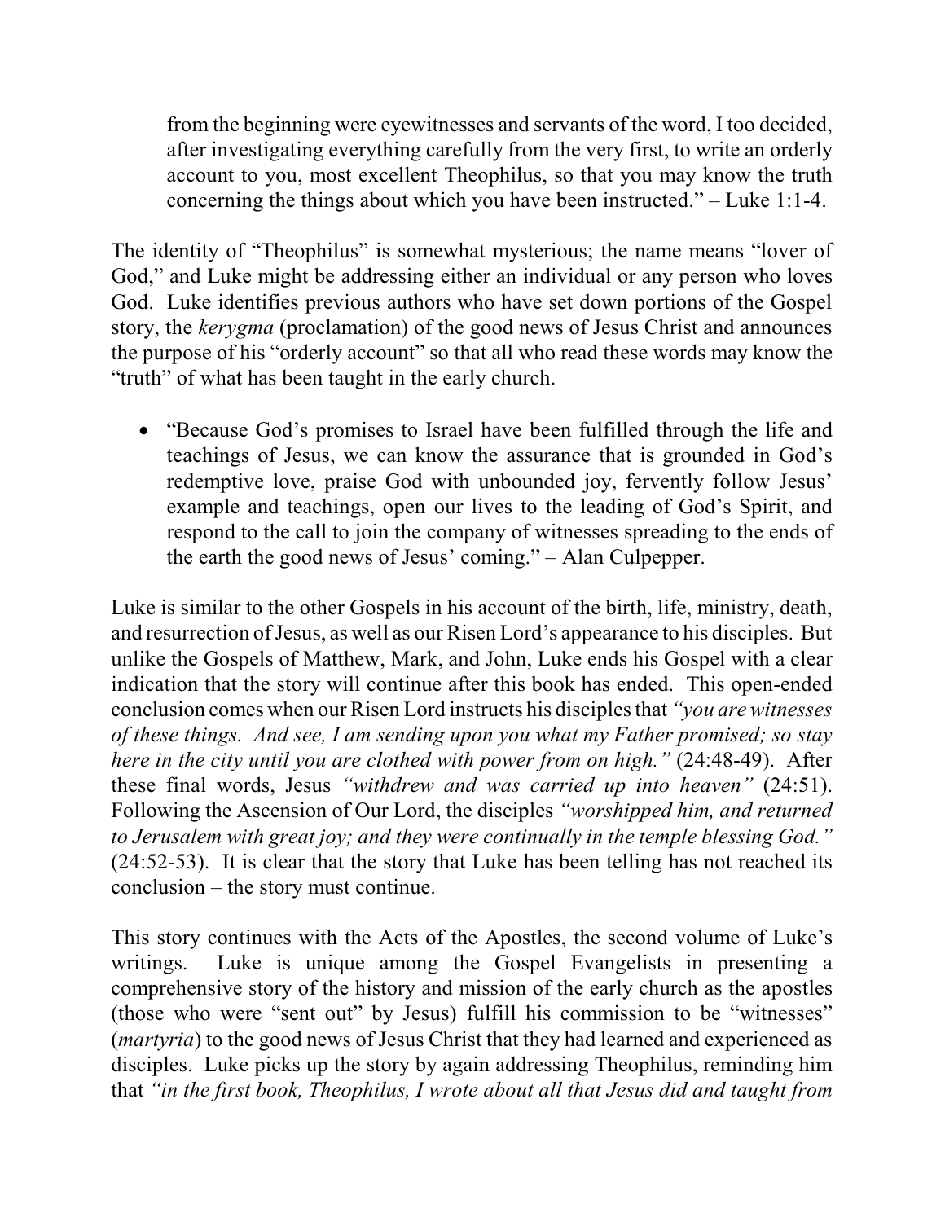> from the beginning were eyewitnesses and servants of the word, I too decided, after investigating everything carefully from the very first, to write an orderly account to you, most excellent Theophilus, so that you may know the truth concerning the things about which you have been instructed." – Luke 1:1-4.

The identity of "Theophilus" is somewhat mysterious; the name means "lover of God," and Luke might be addressing either an individual or any person who loves God. Luke identifies previous authors who have set down portions of the Gospel story, the *kerygma* (proclamation) of the good news of Jesus Christ and announces the purpose of his "orderly account" so that all who read these words may know the "truth" of what has been taught in the early church.

- "Because God's promises to Israel have been fulfilled through the life and teachings of Jesus, we can know the assurance that is grounded in God's redemptive love, praise God with unbounded joy, fervently follow Jesus' example and teachings, open our lives to the leading of God's Spirit, and respond to the call to join the company of witnesses spreading to the ends of the earth the good news of Jesus' coming." – Alan Culpepper.

Luke is similar to the other Gospels in his account of the birth, life, ministry, death, and resurrection of Jesus, as well as our Risen Lord's appearance to his disciples. But unlike the Gospels of Matthew, Mark, and John, Luke ends his Gospel with a clear indication that the story will continue after this book has ended. This open-ended conclusion comes when our Risen Lord instructs his disciples that *"you are witnesses of these things. And see, I am sending upon you what my Father promised; so stay here in the city until you are clothed with power from on high."* (24:48-49). After these final words, Jesus *"withdrew and was carried up into heaven"* (24:51). Following the Ascension of Our Lord, the disciples *"worshipped him, and returned to Jerusalem with great joy; and they were continually in the temple blessing God."* (24:52-53). It is clear that the story that Luke has been telling has not reached its conclusion – the story must continue.

This story continues with the Acts of the Apostles, the second volume of Luke's writings. Luke is unique among the Gospel Evangelists in presenting a comprehensive story of the history and mission of the early church as the apostles (those who were "sent out" by Jesus) fulfill his commission to be "witnesses" (*martyria*) to the good news of Jesus Christ that they had learned and experienced as disciples. Luke picks up the story by again addressing Theophilus, reminding him that *"in the first book, Theophilus, I wrote about all that Jesus did and taught from*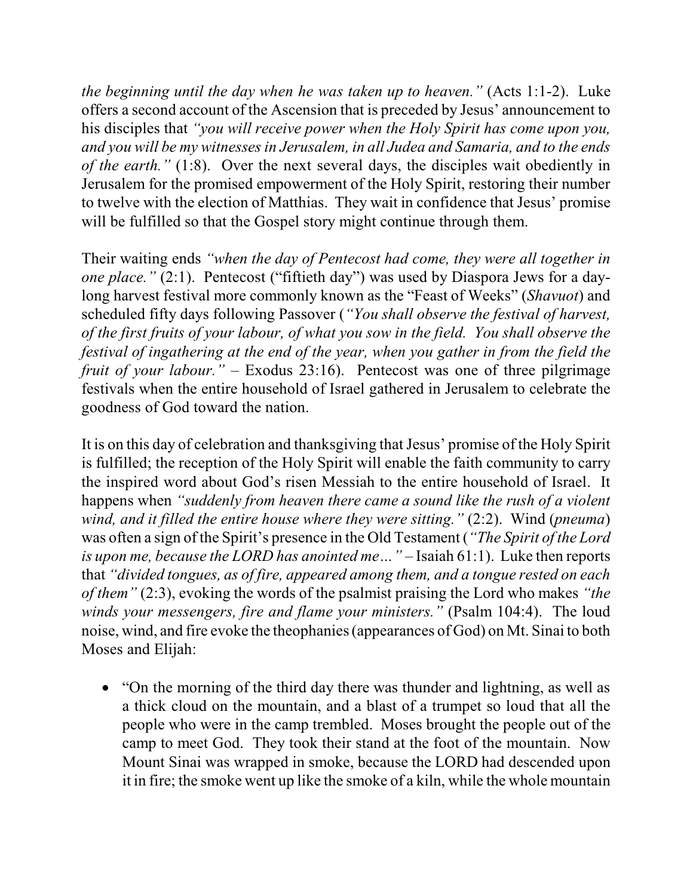*the beginning until the day when he was taken up to heaven."* (Acts 1:1-2). Luke offers a second account of the Ascension that is preceded by Jesus' announcement to his disciples that *"you will receive power when the Holy Spirit has come upon you, and you will be my witnesses in Jerusalem, in all Judea and Samaria, and to the ends of the earth."* (1:8). Over the next several days, the disciples wait obediently in Jerusalem for the promised empowerment of the Holy Spirit, restoring their number to twelve with the election of Matthias. They wait in confidence that Jesus' promise will be fulfilled so that the Gospel story might continue through them.

Their waiting ends *"when the day of Pentecost had come, they were all together in one place."* (2:1). Pentecost ("fiftieth day") was used by Diaspora Jews for a day-long harvest festival more commonly known as the "Feast of Weeks" (*Shavuot*) and scheduled fifty days following Passover (*"You shall observe the festival of harvest, of the first fruits of your labour, of what you sow in the field. You shall observe the festival of ingathering at the end of the year, when you gather in from the field the fruit of your labour."* – Exodus 23:16). Pentecost was one of three pilgrimage festivals when the entire household of Israel gathered in Jerusalem to celebrate the goodness of God toward the nation.

It is on this day of celebration and thanksgiving that Jesus' promise of the Holy Spirit is fulfilled; the reception of the Holy Spirit will enable the faith community to carry the inspired word about God's risen Messiah to the entire household of Israel. It happens when *"suddenly from heaven there came a sound like the rush of a violent wind, and it filled the entire house where they were sitting."* (2:2). Wind (*pneuma*) was often a sign of the Spirit's presence in the Old Testament (*"The Spirit of the Lord is upon me, because the LORD has anointed me…"* – Isaiah 61:1). Luke then reports that *"divided tongues, as of fire, appeared among them, and a tongue rested on each of them"* (2:3), evoking the words of the psalmist praising the Lord who makes *"the winds your messengers, fire and flame your ministers."* (Psalm 104:4). The loud noise, wind, and fire evoke the theophanies (appearances of God) on Mt. Sinai to both Moses and Elijah:

- "On the morning of the third day there was thunder and lightning, as well as a thick cloud on the mountain, and a blast of a trumpet so loud that all the people who were in the camp trembled. Moses brought the people out of the camp to meet God. They took their stand at the foot of the mountain. Now Mount Sinai was wrapped in smoke, because the LORD had descended upon it in fire; the smoke went up like the smoke of a kiln, while the whole mountain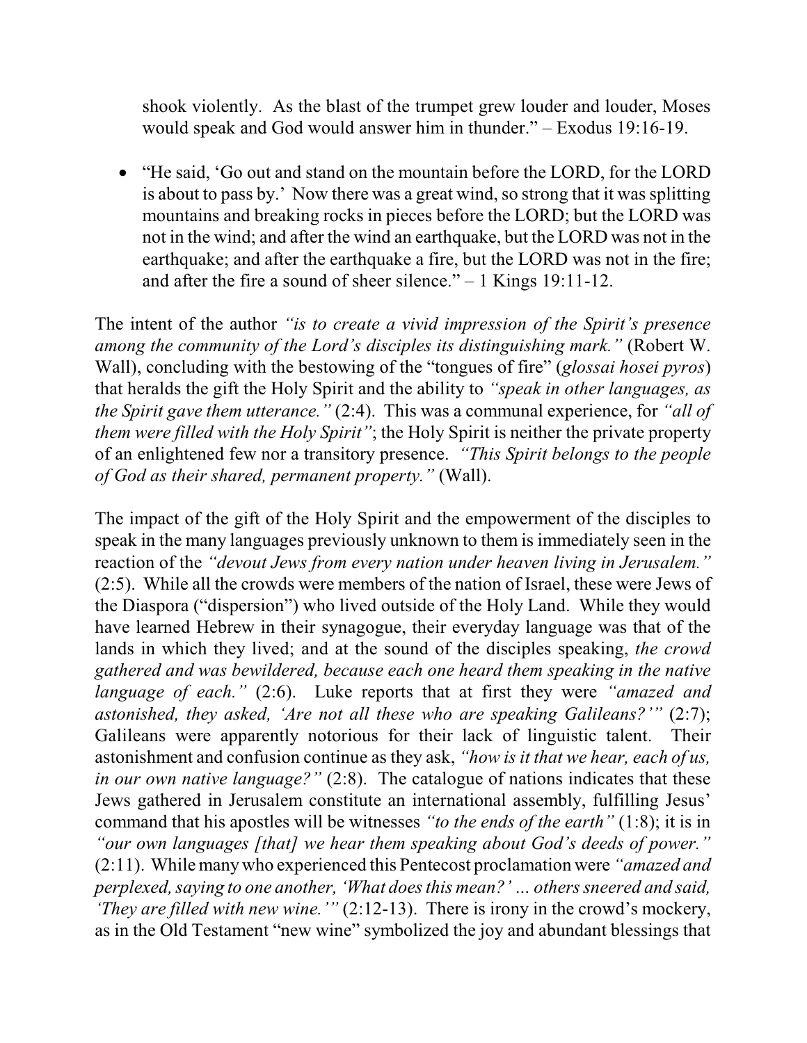shook violently. As the blast of the trumpet grew louder and louder, Moses would speak and God would answer him in thunder." – Exodus 19:16-19.

- "He said, 'Go out and stand on the mountain before the LORD, for the LORD is about to pass by.' Now there was a great wind, so strong that it was splitting mountains and breaking rocks in pieces before the LORD; but the LORD was not in the wind; and after the wind an earthquake, but the LORD was not in the earthquake; and after the earthquake a fire, but the LORD was not in the fire; and after the fire a sound of sheer silence." – 1 Kings 19:11-12.

The intent of the author *"is to create a vivid impression of the Spirit's presence among the community of the Lord's disciples its distinguishing mark."* (Robert W. Wall), concluding with the bestowing of the "tongues of fire" (*glossai hosei pyros*) that heralds the gift the Holy Spirit and the ability to *"speak in other languages, as the Spirit gave them utterance."* (2:4). This was a communal experience, for *"all of them were filled with the Holy Spirit"*; the Holy Spirit is neither the private property of an enlightened few nor a transitory presence. *"This Spirit belongs to the people of God as their shared, permanent property."* (Wall).

The impact of the gift of the Holy Spirit and the empowerment of the disciples to speak in the many languages previously unknown to them is immediately seen in the reaction of the *"devout Jews from every nation under heaven living in Jerusalem."* (2:5). While all the crowds were members of the nation of Israel, these were Jews of the Diaspora ("dispersion") who lived outside of the Holy Land. While they would have learned Hebrew in their synagogue, their everyday language was that of the lands in which they lived; and at the sound of the disciples speaking, *the crowd gathered and was bewildered, because each one heard them speaking in the native language of each."* (2:6). Luke reports that at first they were *"amazed and astonished, they asked, 'Are not all these who are speaking Galileans?'"* (2:7); Galileans were apparently notorious for their lack of linguistic talent. Their astonishment and confusion continue as they ask, *"how is it that we hear, each of us, in our own native language?"* (2:8). The catalogue of nations indicates that these Jews gathered in Jerusalem constitute an international assembly, fulfilling Jesus' command that his apostles will be witnesses *"to the ends of the earth"* (1:8); it is in *"our own languages [that] we hear them speaking about God's deeds of power."* (2:11). While many who experienced this Pentecost proclamation were *"amazed and perplexed, saying to one another, 'What does this mean?' ... others sneered and said, 'They are filled with new wine.'"* (2:12-13). There is irony in the crowd's mockery, as in the Old Testament "new wine" symbolized the joy and abundant blessings that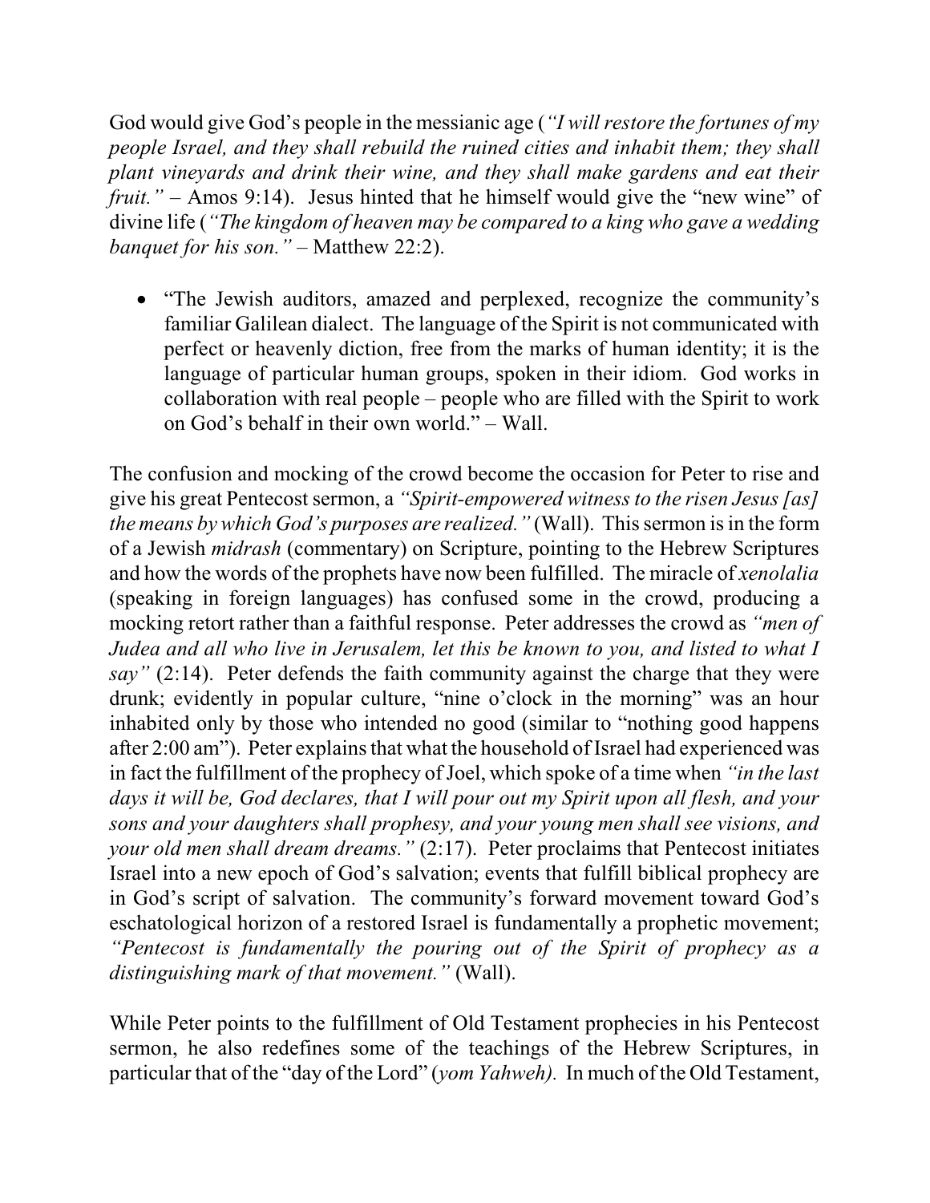God would give God's people in the messianic age (*"I will restore the fortunes of my people Israel, and they shall rebuild the ruined cities and inhabit them; they shall plant vineyards and drink their wine, and they shall make gardens and eat their fruit."* – Amos 9:14). Jesus hinted that he himself would give the "new wine" of divine life (*"The kingdom of heaven may be compared to a king who gave a wedding banquet for his son."* – Matthew 22:2).

- "The Jewish auditors, amazed and perplexed, recognize the community's familiar Galilean dialect. The language of the Spirit is not communicated with perfect or heavenly diction, free from the marks of human identity; it is the language of particular human groups, spoken in their idiom. God works in collaboration with real people – people who are filled with the Spirit to work on God's behalf in their own world." – Wall.

The confusion and mocking of the crowd become the occasion for Peter to rise and give his great Pentecost sermon, a *"Spirit-empowered witness to the risen Jesus [as] the means by which God's purposes are realized."* (Wall). This sermon is in the form of a Jewish *midrash* (commentary) on Scripture, pointing to the Hebrew Scriptures and how the words of the prophets have now been fulfilled. The miracle of *xenolalia* (speaking in foreign languages) has confused some in the crowd, producing a mocking retort rather than a faithful response. Peter addresses the crowd as *"men of Judea and all who live in Jerusalem, let this be known to you, and listed to what I say"* (2:14). Peter defends the faith community against the charge that they were drunk; evidently in popular culture, "nine o'clock in the morning" was an hour inhabited only by those who intended no good (similar to "nothing good happens after 2:00 am"). Peter explains that what the household of Israel had experienced was in fact the fulfillment of the prophecy of Joel, which spoke of a time when *"in the last days it will be, God declares, that I will pour out my Spirit upon all flesh, and your sons and your daughters shall prophesy, and your young men shall see visions, and your old men shall dream dreams."* (2:17). Peter proclaims that Pentecost initiates Israel into a new epoch of God's salvation; events that fulfill biblical prophecy are in God's script of salvation. The community's forward movement toward God's eschatological horizon of a restored Israel is fundamentally a prophetic movement; *"Pentecost is fundamentally the pouring out of the Spirit of prophecy as a distinguishing mark of that movement."* (Wall).

While Peter points to the fulfillment of Old Testament prophecies in his Pentecost sermon, he also redefines some of the teachings of the Hebrew Scriptures, in particular that of the "day of the Lord" (*yom Yahweh).* In much of the Old Testament,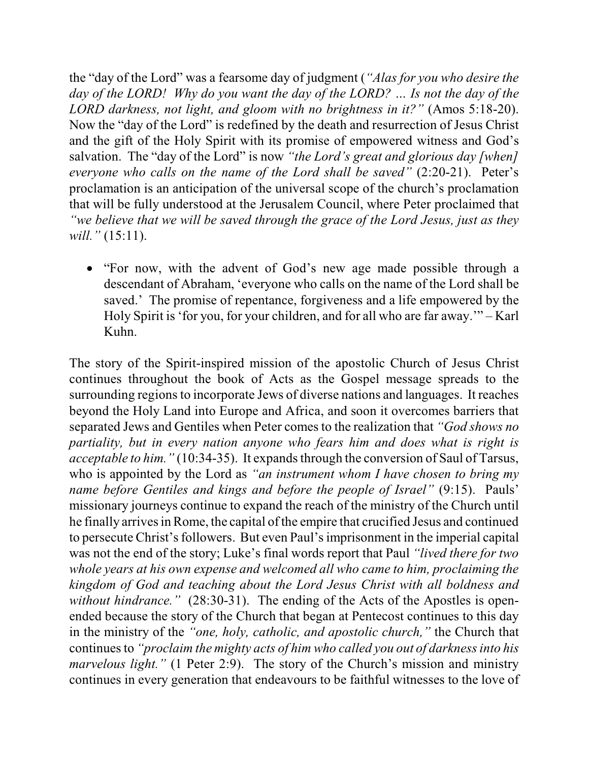the "day of the Lord" was a fearsome day of judgment (*"Alas for you who desire the day of the LORD! Why do you want the day of the LORD? … Is not the day of the LORD darkness, not light, and gloom with no brightness in it?"* (Amos 5:18-20). Now the "day of the Lord" is redefined by the death and resurrection of Jesus Christ and the gift of the Holy Spirit with its promise of empowered witness and God's salvation. The "day of the Lord" is now *"the Lord's great and glorious day [when] everyone who calls on the name of the Lord shall be saved"* (2:20-21). Peter's proclamation is an anticipation of the universal scope of the church's proclamation that will be fully understood at the Jerusalem Council, where Peter proclaimed that *"we believe that we will be saved through the grace of the Lord Jesus, just as they will."* (15:11).

- "For now, with the advent of God's new age made possible through a descendant of Abraham, 'everyone who calls on the name of the Lord shall be saved.' The promise of repentance, forgiveness and a life empowered by the Holy Spirit is 'for you, for your children, and for all who are far away.'" – Karl Kuhn.

The story of the Spirit-inspired mission of the apostolic Church of Jesus Christ continues throughout the book of Acts as the Gospel message spreads to the surrounding regions to incorporate Jews of diverse nations and languages. It reaches beyond the Holy Land into Europe and Africa, and soon it overcomes barriers that separated Jews and Gentiles when Peter comes to the realization that *"God shows no partiality, but in every nation anyone who fears him and does what is right is acceptable to him."* (10:34-35). It expands through the conversion of Saul of Tarsus, who is appointed by the Lord as *"an instrument whom I have chosen to bring my name before Gentiles and kings and before the people of Israel"* (9:15). Pauls' missionary journeys continue to expand the reach of the ministry of the Church until he finally arrives in Rome, the capital of the empire that crucified Jesus and continued to persecute Christ's followers. But even Paul's imprisonment in the imperial capital was not the end of the story; Luke's final words report that Paul *"lived there for two whole years at his own expense and welcomed all who came to him, proclaiming the kingdom of God and teaching about the Lord Jesus Christ with all boldness and without hindrance."* (28:30-31). The ending of the Acts of the Apostles is open-ended because the story of the Church that began at Pentecost continues to this day in the ministry of the *"one, holy, catholic, and apostolic church,"* the Church that continues to *"proclaim the mighty acts of him who called you out of darkness into his marvelous light."* (1 Peter 2:9). The story of the Church's mission and ministry continues in every generation that endeavours to be faithful witnesses to the love of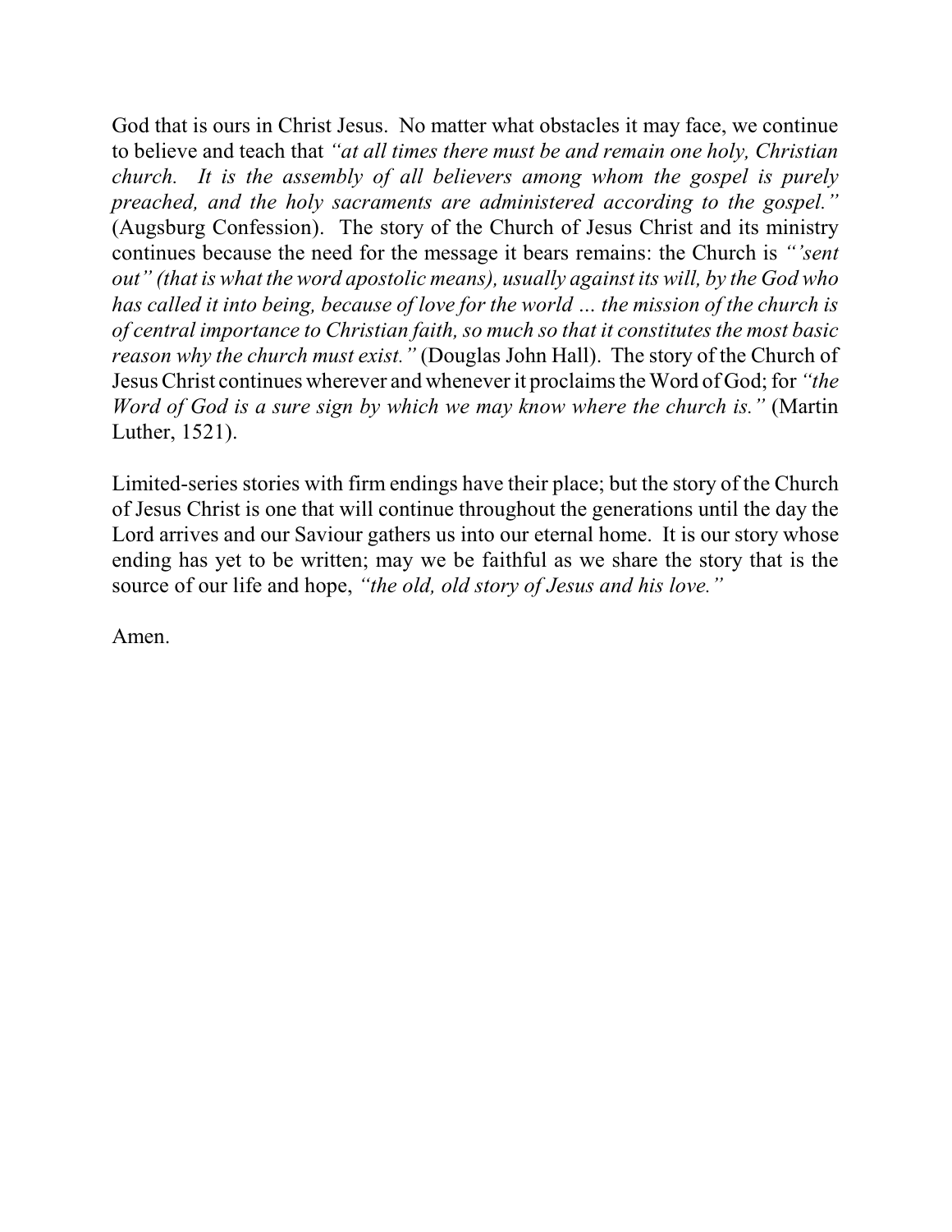God that is ours in Christ Jesus. No matter what obstacles it may face, we continue to believe and teach that *"at all times there must be and remain one holy, Christian church. It is the assembly of all believers among whom the gospel is purely preached, and the holy sacraments are administered according to the gospel."* (Augsburg Confession). The story of the Church of Jesus Christ and its ministry continues because the need for the message it bears remains: the Church is *"'sent out" (that is what the word apostolic means), usually against its will, by the God who has called it into being, because of love for the world … the mission of the church is of central importance to Christian faith, so much so that it constitutes the most basic reason why the church must exist."* (Douglas John Hall). The story of the Church of Jesus Christ continues wherever and whenever it proclaims the Word of God; for *"the Word of God is a sure sign by which we may know where the church is."* (Martin Luther, 1521).

Limited-series stories with firm endings have their place; but the story of the Church of Jesus Christ is one that will continue throughout the generations until the day the Lord arrives and our Saviour gathers us into our eternal home. It is our story whose ending has yet to be written; may we be faithful as we share the story that is the source of our life and hope, *"the old, old story of Jesus and his love."*

Amen.